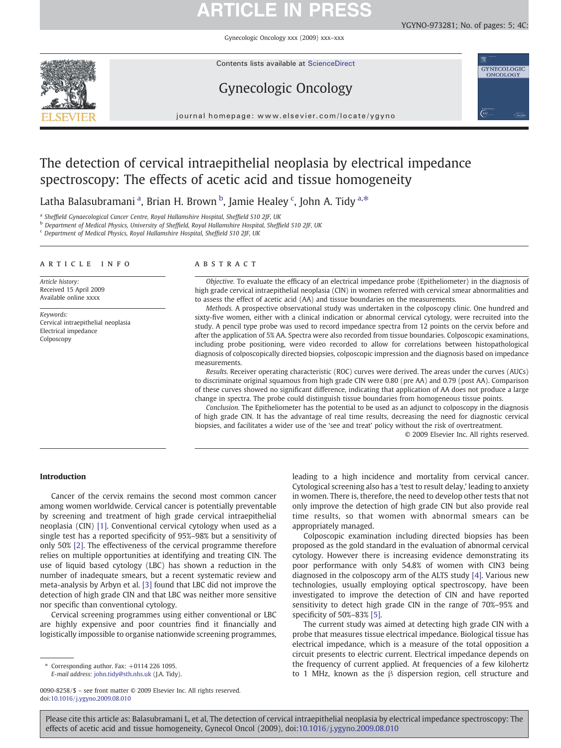# The detection of cervical intraepithelial neoplasia by electrical impedance spectroscopy: The effects of acetic acid and tissue homogeneity

Latha Balasubramani [a], Brian H. Brown [b], Jamie Healey [c], John A. Tidy [a,*]

[a] Sheffield Gynaecological Cancer Centre, Royal Hallamshire Hospital, Sheffield S10 2JF, UK
[b] Department of Medical Physics, University of Sheffield, Royal Hallamshire Hospital, Sheffield S10 2JF, UK
[c] Department of Medical Physics, Royal Hallamshire Hospital, Sheffield S10 2JF, UK

## ARTICLE INFO

*Article history:*
Received 15 April 2009
Available online xxxx

*Keywords:*
Cervical intraepithelial neoplasia
Electrical impedance
Colposcopy

## ABSTRACT

*Objective.* To evaluate the efficacy of an electrical impedance probe (Epitheliometer) in the diagnosis of high grade cervical intraepithelial neoplasia (CIN) in women referred with cervical smear abnormalities and to assess the effect of acetic acid (AA) and tissue boundaries on the measurements.

*Methods.* A prospective observational study was undertaken in the colposcopy clinic. One hundred and sixty-five women, either with a clinical indication or abnormal cervical cytology, were recruited into the study. A pencil type probe was used to record impedance spectra from 12 points on the cervix before and after the application of 5% AA. Spectra were also recorded from tissue boundaries. Colposcopic examinations, including probe positioning, were video recorded to allow for correlations between histopathological diagnosis of colposcopically directed biopsies, colposcopic impression and the diagnosis based on impedance measurements.

*Results.* Receiver operating characteristic (ROC) curves were derived. The areas under the curves (AUCs) to discriminate original squamous from high grade CIN were 0.80 (pre AA) and 0.79 (post AA). Comparison of these curves showed no significant difference, indicating that application of AA does not produce a large change in spectra. The probe could distinguish tissue boundaries from homogeneous tissue points.

*Conclusion.* The Epitheliometer has the potential to be used as an adjunct to colposcopy in the diagnosis of high grade CIN. It has the advantage of real time results, decreasing the need for diagnostic cervical biopsies, and facilitates a wider use of the 'see and treat' policy without the risk of overtreatment.

© 2009 Elsevier Inc. All rights reserved.

## Introduction

Cancer of the cervix remains the second most common cancer among women worldwide. Cervical cancer is potentially preventable by screening and treatment of high grade cervical intraepithelial neoplasia (CIN) [1]. Conventional cervical cytology when used as a single test has a reported specificity of 95%–98% but a sensitivity of only 50% [2]. The effectiveness of the cervical programme therefore relies on multiple opportunities at identifying and treating CIN. The use of liquid based cytology (LBC) has shown a reduction in the number of inadequate smears, but a recent systematic review and meta-analysis by Arbyn et al. [3] found that LBC did not improve the detection of high grade CIN and that LBC was neither more sensitive nor specific than conventional cytology.

Cervical screening programmes using either conventional or LBC are highly expensive and poor countries find it financially and logistically impossible to organise nationwide screening programmes, leading to a high incidence and mortality from cervical cancer. Cytological screening also has a 'test to result delay,' leading to anxiety in women. There is, therefore, the need to develop other tests that not only improve the detection of high grade CIN but also provide real time results, so that women with abnormal smears can be appropriately managed.

Colposcopic examination including directed biopsies has been proposed as the gold standard in the evaluation of abnormal cervical cytology. However there is increasing evidence demonstrating its poor performance with only 54.8% of women with CIN3 being diagnosed in the colposcopy arm of the ALTS study [4]. Various new technologies, usually employing optical spectroscopy, have been investigated to improve the detection of CIN and have reported sensitivity to detect high grade CIN in the range of 70%–95% and specificity of 50%–83% [5].

The current study was aimed at detecting high grade CIN with a probe that measures tissue electrical impedance. Biological tissue has electrical impedance, which is a measure of the total opposition a circuit presents to electric current. Electrical impedance depends on the frequency of current applied. At frequencies of a few kilohertz to 1 MHz, known as the $\beta$ dispersion region, cell structure and

\* Corresponding author. Fax: +0114 226 1095.
*E-mail address:* john.tidy@sth.nhs.uk (J.A. Tidy).

0090-8258/$ – see front matter © 2009 Elsevier Inc. All rights reserved.
doi:10.1016/j.ygyno.2009.08.010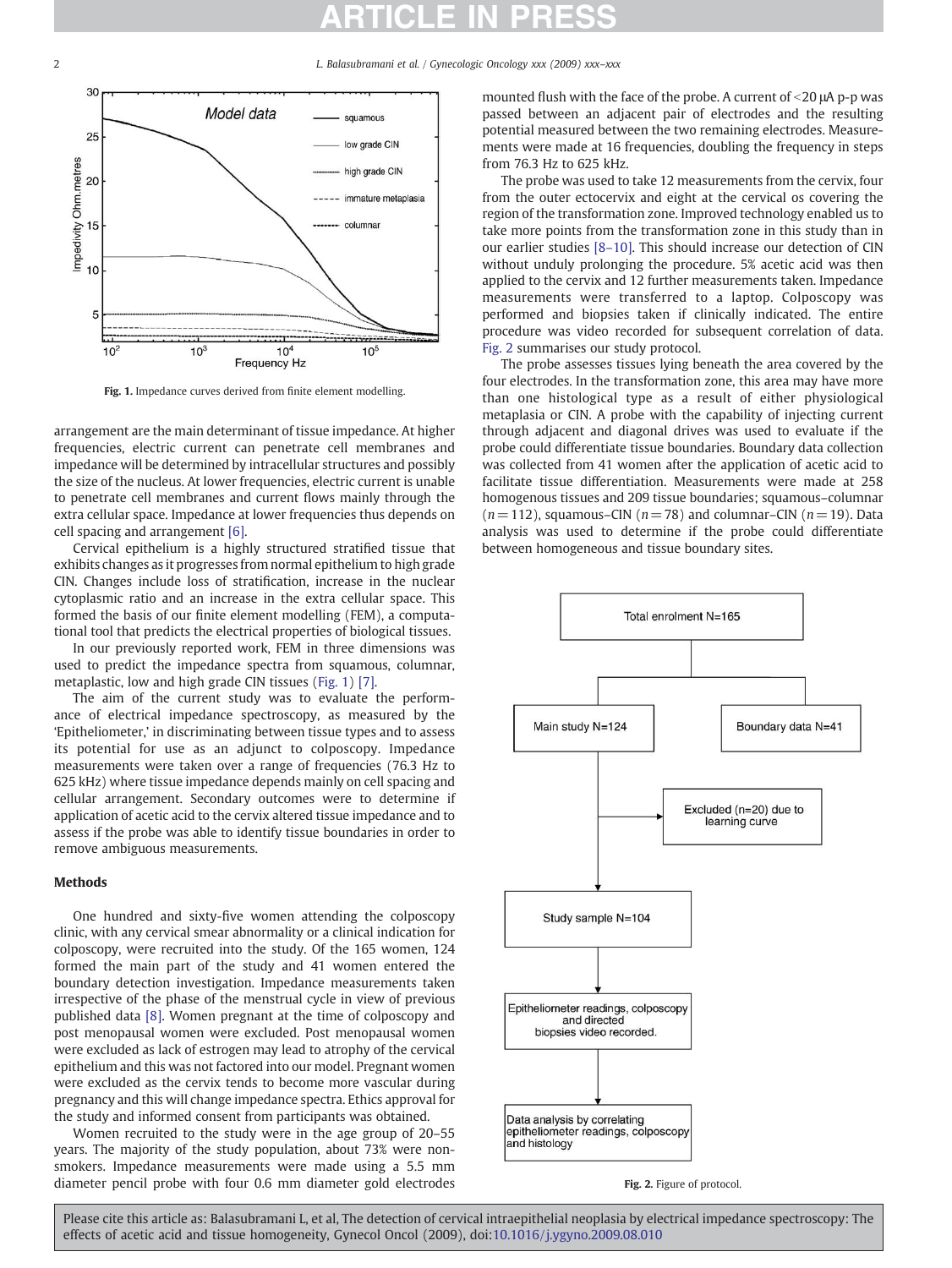Fig. 1. Impedance curves derived from finite element modelling.

arrangement are the main determinant of tissue impedance. At higher frequencies, electric current can penetrate cell membranes and impedance will be determined by intracellular structures and possibly the size of the nucleus. At lower frequencies, electric current is unable to penetrate cell membranes and current flows mainly through the extra cellular space. Impedance at lower frequencies thus depends on cell spacing and arrangement [6].

Cervical epithelium is a highly structured stratified tissue that exhibits changes as it progresses from normal epithelium to high grade CIN. Changes include loss of stratification, increase in the nuclear cytoplasmic ratio and an increase in the extra cellular space. This formed the basis of our finite element modelling (FEM), a computational tool that predicts the electrical properties of biological tissues.

In our previously reported work, FEM in three dimensions was used to predict the impedance spectra from squamous, columnar, metaplastic, low and high grade CIN tissues (Fig. 1) [7].

The aim of the current study was to evaluate the performance of electrical impedance spectroscopy, as measured by the 'Epitheliometer,' in discriminating between tissue types and to assess its potential for use as an adjunct to colposcopy. Impedance measurements were taken over a range of frequencies (76.3 Hz to 625 kHz) where tissue impedance depends mainly on cell spacing and cellular arrangement. Secondary outcomes were to determine if application of acetic acid to the cervix altered tissue impedance and to assess if the probe was able to identify tissue boundaries in order to remove ambiguous measurements.

## Methods

One hundred and sixty-five women attending the colposcopy clinic, with any cervical smear abnormality or a clinical indication for colposcopy, were recruited into the study. Of the 165 women, 124 formed the main part of the study and 41 women entered the boundary detection investigation. Impedance measurements taken irrespective of the phase of the menstrual cycle in view of previous published data [8]. Women pregnant at the time of colposcopy and post menopausal women were excluded. Post menopausal women were excluded as lack of estrogen may lead to atrophy of the cervical epithelium and this was not factored into our model. Pregnant women were excluded as the cervix tends to become more vascular during pregnancy and this will change impedance spectra. Ethics approval for the study and informed consent from participants was obtained.

Women recruited to the study were in the age group of 20–55 years. The majority of the study population, about 73% were non-smokers. Impedance measurements were made using a 5.5 mm diameter pencil probe with four 0.6 mm diameter gold electrodes mounted flush with the face of the probe. A current of <20 μA p-p was passed between an adjacent pair of electrodes and the resulting potential measured between the two remaining electrodes. Measurements were made at 16 frequencies, doubling the frequency in steps from 76.3 Hz to 625 kHz.

The probe was used to take 12 measurements from the cervix, four from the outer ectocervix and eight at the cervical os covering the region of the transformation zone. Improved technology enabled us to take more points from the transformation zone in this study than in our earlier studies [8–10]. This should increase our detection of CIN without unduly prolonging the procedure. 5% acetic acid was then applied to the cervix and 12 further measurements taken. Impedance measurements were transferred to a laptop. Colposcopy was performed and biopsies taken if clinically indicated. The entire procedure was video recorded for subsequent correlation of data. Fig. 2 summarises our study protocol.

The probe assesses tissues lying beneath the area covered by the four electrodes. In the transformation zone, this area may have more than one histological type as a result of either physiological metaplasia or CIN. A probe with the capability of injecting current through adjacent and diagonal drives was used to evaluate if the probe could differentiate tissue boundaries. Boundary data collection was collected from 41 women after the application of acetic acid to facilitate tissue differentiation. Measurements were made at 258 homogenous tissues and 209 tissue boundaries; squamous–columnar ($n=112$), squamous–CIN ($n=78$) and columnar–CIN ($n=19$). Data analysis was used to determine if the probe could differentiate between homogeneous and tissue boundary sites.

Fig. 2. Figure of protocol.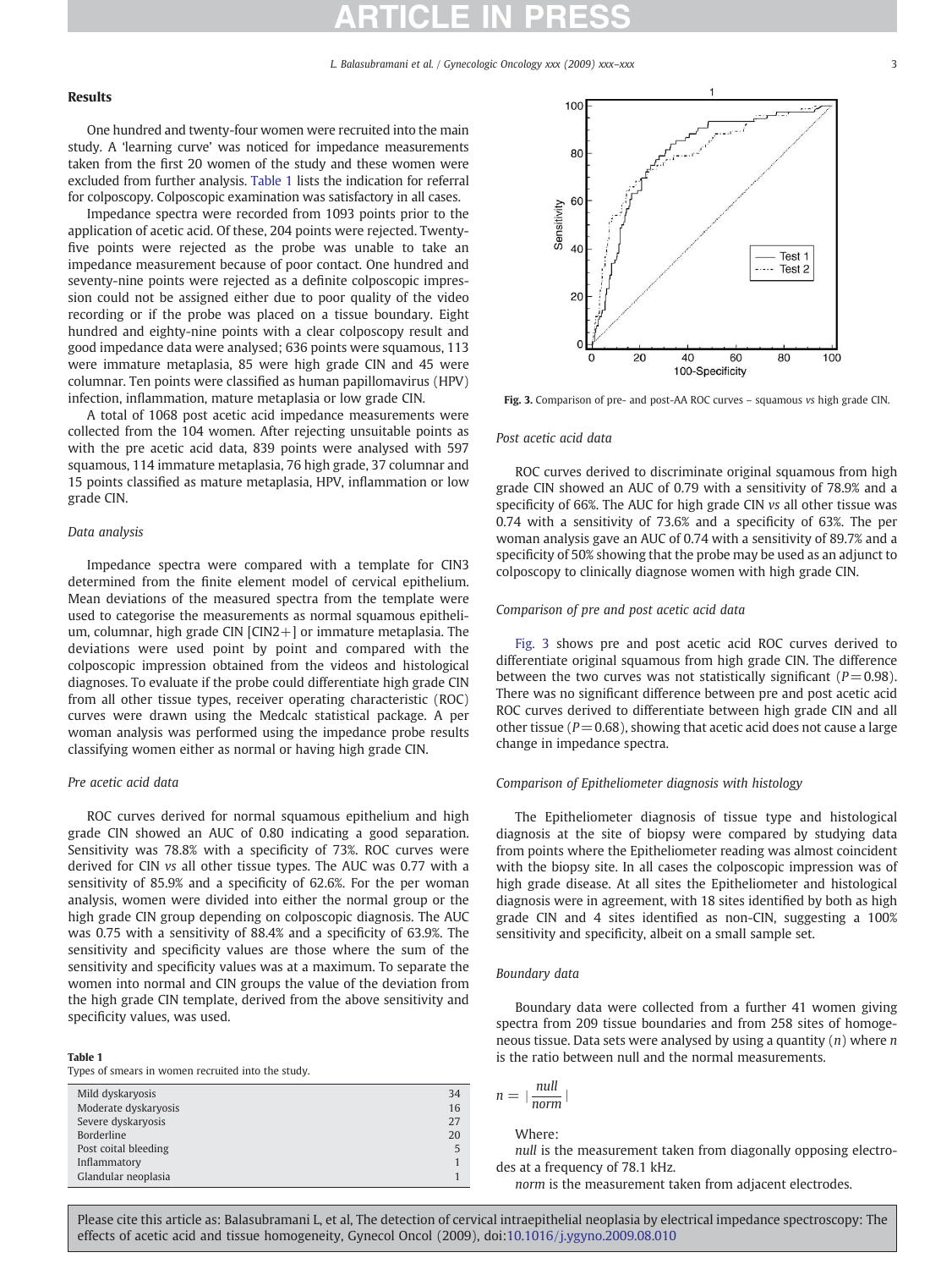## Results

One hundred and twenty-four women were recruited into the main study. A 'learning curve' was noticed for impedance measurements taken from the first 20 women of the study and these women were excluded from further analysis. Table 1 lists the indication for referral for colposcopy. Colposcopic examination was satisfactory in all cases.

Impedance spectra were recorded from 1093 points prior to the application of acetic acid. Of these, 204 points were rejected. Twenty-five points were rejected as the probe was unable to take an impedance measurement because of poor contact. One hundred and seventy-nine points were rejected as a definite colposcopic impression could not be assigned either due to poor quality of the video recording or if the probe was placed on a tissue boundary. Eight hundred and eighty-nine points with a clear colposcopy result and good impedance data were analysed; 636 points were squamous, 113 were immature metaplasia, 85 were high grade CIN and 45 were columnar. Ten points were classified as human papillomavirus (HPV) infection, inflammation, mature metaplasia or low grade CIN.

A total of 1068 post acetic acid impedance measurements were collected from the 104 women. After rejecting unsuitable points as with the pre acetic acid data, 839 points were analysed with 597 squamous, 114 immature metaplasia, 76 high grade, 37 columnar and 15 points classified as mature metaplasia, HPV, inflammation or low grade CIN.

### Data analysis

Impedance spectra were compared with a template for CIN3 determined from the finite element model of cervical epithelium. Mean deviations of the measured spectra from the template were used to categorise the measurements as normal squamous epithelium, columnar, high grade CIN [CIN2+] or immature metaplasia. The deviations were used point by point and compared with the colposcopic impression obtained from the videos and histological diagnoses. To evaluate if the probe could differentiate high grade CIN from all other tissue types, receiver operating characteristic (ROC) curves were drawn using the Medcalc statistical package. A per woman analysis was performed using the impedance probe results classifying women either as normal or having high grade CIN.

### Pre acetic acid data

ROC curves derived for normal squamous epithelium and high grade CIN showed an AUC of 0.80 indicating a good separation. Sensitivity was 78.8% with a specificity of 73%. ROC curves were derived for CIN *vs* all other tissue types. The AUC was 0.77 with a sensitivity of 85.9% and a specificity of 62.6%. For the per woman analysis, women were divided into either the normal group or the high grade CIN group depending on colposcopic diagnosis. The AUC was 0.75 with a sensitivity of 88.4% and a specificity of 63.9%. The sensitivity and specificity values are those where the sum of the sensitivity and specificity values was at a maximum. To separate the women into normal and CIN groups the value of the deviation from the high grade CIN template, derived from the above sensitivity and specificity values, was used.

**Table 1**
Types of smears in women recruited into the study.

| | |
|---|---|
| Mild dyskaryosis | 34 |
| Moderate dyskaryosis | 16 |
| Severe dyskaryosis | 27 |
| Borderline | 20 |
| Post coital bleeding | 5 |
| Inflammatory | 1 |
| Glandular neoplasia | 1 |

**Fig. 3.** Comparison of pre- and post-AA ROC curves – squamous *vs* high grade CIN.

### Post acetic acid data

ROC curves derived to discriminate original squamous from high grade CIN showed an AUC of 0.79 with a sensitivity of 78.9% and a specificity of 66%. The AUC for high grade CIN *vs* all other tissue was 0.74 with a sensitivity of 73.6% and a specificity of 63%. The per woman analysis gave an AUC of 0.74 with a sensitivity of 89.7% and a specificity of 50% showing that the probe may be used as an adjunct to colposcopy to clinically diagnose women with high grade CIN.

### Comparison of pre and post acetic acid data

Fig. 3 shows pre and post acetic acid ROC curves derived to differentiate original squamous from high grade CIN. The difference between the two curves was not statistically significant ($P = 0.98$). There was no significant difference between pre and post acetic acid ROC curves derived to differentiate between high grade CIN and all other tissue ($P = 0.68$), showing that acetic acid does not cause a large change in impedance spectra.

### Comparison of Epitheliometer diagnosis with histology

The Epitheliometer diagnosis of tissue type and histological diagnosis at the site of biopsy were compared by studying data from points where the Epitheliometer reading was almost coincident with the biopsy site. In all cases the colposcopic impression was of high grade disease. At all sites the Epitheliometer and histological diagnosis were in agreement, with 18 sites identified by both as high grade CIN and 4 sites identified as non-CIN, suggesting a 100% sensitivity and specificity, albeit on a small sample set.

### Boundary data

Boundary data were collected from a further 41 women giving spectra from 209 tissue boundaries and from 258 sites of homogeneous tissue. Data sets were analysed by using a quantity ($n$) where $n$ is the ratio between null and the normal measurements.

$$n = \left| \frac{null}{norm} \right|$$

Where:

*null* is the measurement taken from diagonally opposing electrodes at a frequency of 78.1 kHz.

*norm* is the measurement taken from adjacent electrodes.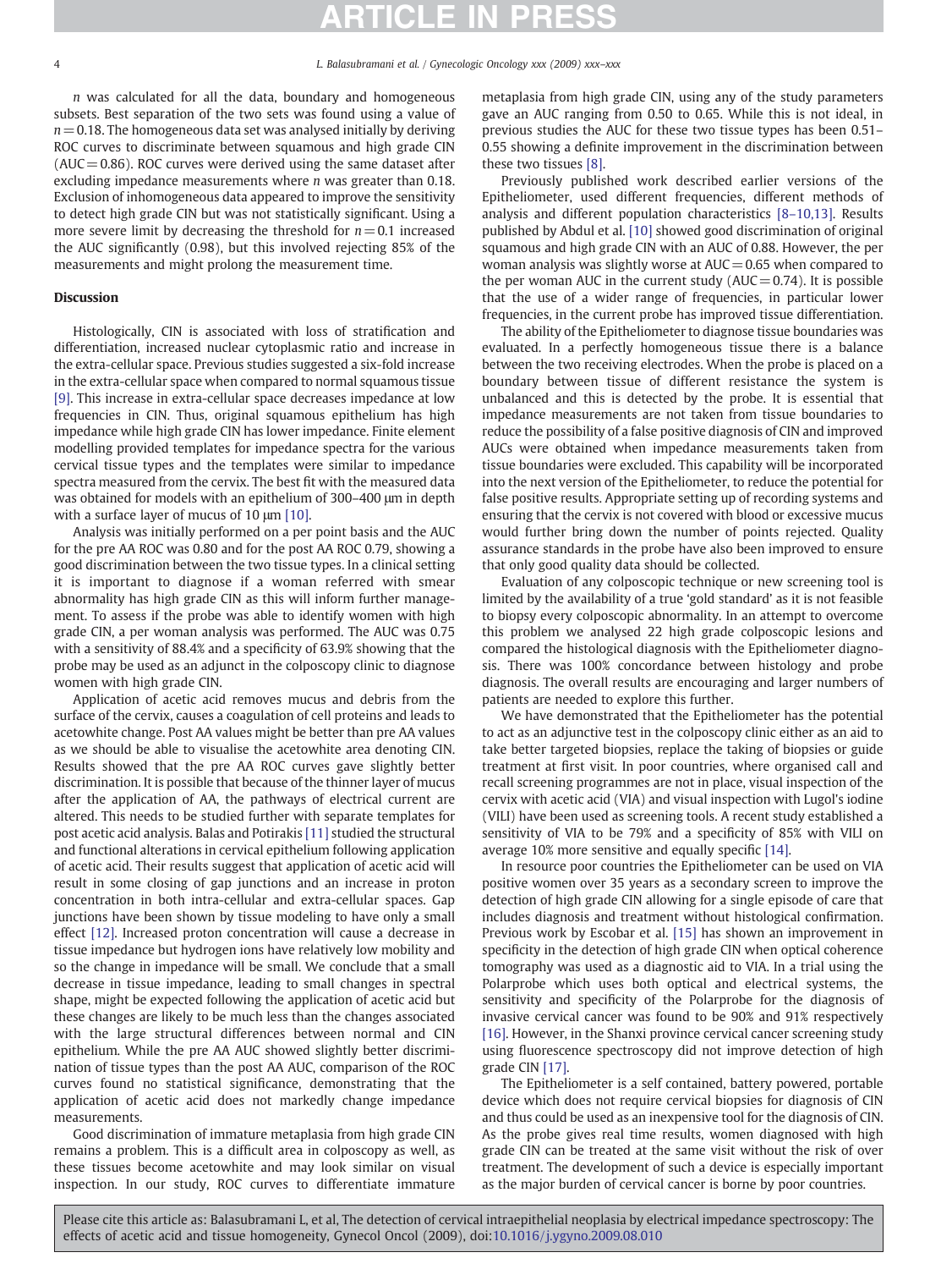$n$ was calculated for all the data, boundary and homogeneous subsets. Best separation of the two sets was found using a value of $n = 0.18$. The homogeneous data set was analysed initially by deriving ROC curves to discriminate between squamous and high grade CIN (AUC = 0.86). ROC curves were derived using the same dataset after excluding impedance measurements where $n$ was greater than 0.18. Exclusion of inhomogeneous data appeared to improve the sensitivity to detect high grade CIN but was not statistically significant. Using a more severe limit by decreasing the threshold for $n = 0.1$ increased the AUC significantly (0.98), but this involved rejecting 85% of the measurements and might prolong the measurement time.

## Discussion

Histologically, CIN is associated with loss of stratification and differentiation, increased nuclear cytoplasmic ratio and increase in the extra-cellular space. Previous studies suggested a six-fold increase in the extra-cellular space when compared to normal squamous tissue [9]. This increase in extra-cellular space decreases impedance at low frequencies in CIN. Thus, original squamous epithelium has high impedance while high grade CIN has lower impedance. Finite element modelling provided templates for impedance spectra for the various cervical tissue types and the templates were similar to impedance spectra measured from the cervix. The best fit with the measured data was obtained for models with an epithelium of 300–400 μm in depth with a surface layer of mucus of 10 μm [10].

Analysis was initially performed on a per point basis and the AUC for the pre AA ROC was 0.80 and for the post AA ROC 0.79, showing a good discrimination between the two tissue types. In a clinical setting it is important to diagnose if a woman referred with smear abnormality has high grade CIN as this will inform further management. To assess if the probe was able to identify women with high grade CIN, a per woman analysis was performed. The AUC was 0.75 with a sensitivity of 88.4% and a specificity of 63.9% showing that the probe may be used as an adjunct in the colposcopy clinic to diagnose women with high grade CIN.

Application of acetic acid removes mucus and debris from the surface of the cervix, causes a coagulation of cell proteins and leads to acetowhite change. Post AA values might be better than pre AA values as we should be able to visualise the acetowhite area denoting CIN. Results showed that the pre AA ROC curves gave slightly better discrimination. It is possible that because of the thinner layer of mucus after the application of AA, the pathways of electrical current are altered. This needs to be studied further with separate templates for post acetic acid analysis. Balas and Potirakis [11] studied the structural and functional alterations in cervical epithelium following application of acetic acid. Their results suggest that application of acetic acid will result in some closing of gap junctions and an increase in proton concentration in both intra-cellular and extra-cellular spaces. Gap junctions have been shown by tissue modeling to have only a small effect [12]. Increased proton concentration will cause a decrease in tissue impedance but hydrogen ions have relatively low mobility and so the change in impedance will be small. We conclude that a small decrease in tissue impedance, leading to small changes in spectral shape, might be expected following the application of acetic acid but these changes are likely to be much less than the changes associated with the large structural differences between normal and CIN epithelium. While the pre AA AUC showed slightly better discrimination of tissue types than the post AA AUC, comparison of the ROC curves found no statistical significance, demonstrating that the application of acetic acid does not markedly change impedance measurements.

Good discrimination of immature metaplasia from high grade CIN remains a problem. This is a difficult area in colposcopy as well, as these tissues become acetowhite and may look similar on visual inspection. In our study, ROC curves to differentiate immature metaplasia from high grade CIN, using any of the study parameters gave an AUC ranging from 0.50 to 0.65. While this is not ideal, in previous studies the AUC for these two tissue types has been 0.51–0.55 showing a definite improvement in the discrimination between these two tissues [8].

Previously published work described earlier versions of the Epitheliometer, used different frequencies, different methods of analysis and different population characteristics [8–10,13]. Results published by Abdul et al. [10] showed good discrimination of original squamous and high grade CIN with an AUC of 0.88. However, the per woman analysis was slightly worse at AUC = 0.65 when compared to the per woman AUC in the current study (AUC = 0.74). It is possible that the use of a wider range of frequencies, in particular lower frequencies, in the current probe has improved tissue differentiation.

The ability of the Epitheliometer to diagnose tissue boundaries was evaluated. In a perfectly homogeneous tissue there is a balance between the two receiving electrodes. When the probe is placed on a boundary between tissue of different resistance the system is unbalanced and this is detected by the probe. It is essential that impedance measurements are not taken from tissue boundaries to reduce the possibility of a false positive diagnosis of CIN and improved AUCs were obtained when impedance measurements taken from tissue boundaries were excluded. This capability will be incorporated into the next version of the Epitheliometer, to reduce the potential for false positive results. Appropriate setting up of recording systems and ensuring that the cervix is not covered with blood or excessive mucus would further bring down the number of points rejected. Quality assurance standards in the probe have also been improved to ensure that only good quality data should be collected.

Evaluation of any colposcopic technique or new screening tool is limited by the availability of a true 'gold standard' as it is not feasible to biopsy every colposcopic abnormality. In an attempt to overcome this problem we analysed 22 high grade colposcopic lesions and compared the histological diagnosis with the Epitheliometer diagnosis. There was 100% concordance between histology and probe diagnosis. The overall results are encouraging and larger numbers of patients are needed to explore this further.

We have demonstrated that the Epitheliometer has the potential to act as an adjunctive test in the colposcopy clinic either as an aid to take better targeted biopsies, replace the taking of biopsies or guide treatment at first visit. In poor countries, where organised call and recall screening programmes are not in place, visual inspection of the cervix with acetic acid (VIA) and visual inspection with Lugol's iodine (VILI) have been used as screening tools. A recent study established a sensitivity of VIA to be 79% and a specificity of 85% with VILI on average 10% more sensitive and equally specific [14].

In resource poor countries the Epitheliometer can be used on VIA positive women over 35 years as a secondary screen to improve the detection of high grade CIN allowing for a single episode of care that includes diagnosis and treatment without histological confirmation. Previous work by Escobar et al. [15] has shown an improvement in specificity in the detection of high grade CIN when optical coherence tomography was used as a diagnostic aid to VIA. In a trial using the Polarprobe which uses both optical and electrical systems, the sensitivity and specificity of the Polarprobe for the diagnosis of invasive cervical cancer was found to be 90% and 91% respectively [16]. However, in the Shanxi province cervical cancer screening study using fluorescence spectroscopy did not improve detection of high grade CIN [17].

The Epitheliometer is a self contained, battery powered, portable device which does not require cervical biopsies for diagnosis of CIN and thus could be used as an inexpensive tool for the diagnosis of CIN. As the probe gives real time results, women diagnosed with high grade CIN can be treated at the same visit without the risk of over treatment. The development of such a device is especially important as the major burden of cervical cancer is borne by poor countries.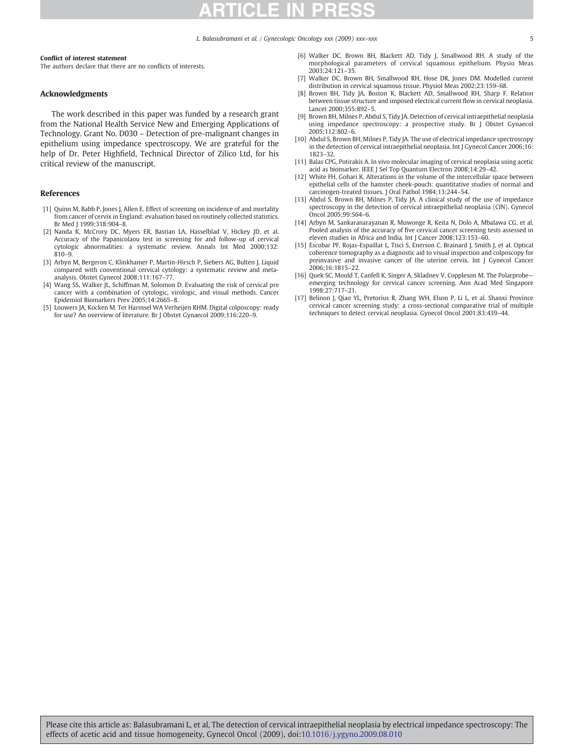### Conflict of interest statement

The authors declare that there are no conflicts of interests.

## Acknowledgments

The work described in this paper was funded by a research grant from the National Health Service New and Emerging Applications of Technology. Grant No. D030 – Detection of pre-malignant changes in epithelium using impedance spectroscopy. We are grateful for the help of Dr. Peter Highfield, Technical Director of Zilico Ltd, for his critical review of the manuscript.

## References

[1] Quinn M, Babb P, Jones J, Allen E. Effect of screening on incidence of and mortality from cancer of cervix in England: evaluation based on routinely collected statistics. Br Med J 1999;318:904–8.

[2] Nanda K, McCrory DC, Myers ER, Bastian LA, Hasselblad V, Hickey JD, et al. Accuracy of the Papanicolaou test in screening for and follow-up of cervical cytologic abnormalities: a systematic review. Annals Int Med 2000;132: 810–9.

[3] Arbyn M, Bergeron C, Klinkhamer P, Martin-Hirsch P, Siebers AG, Bulten J. Liquid compared with conventional cervical cytology: a systematic review and meta-analysis. Obstet Gynecol 2008;111:167–77.

[4] Wang SS, Walker JL, Schiffman M, Solomon D. Evaluating the risk of cervical pre cancer with a combination of cytologic, virologic, and visual methods. Cancer Epidemiol Biomarkers Prev 2005;14:2665–8.

[5] Louwers JA, Kocken M. Ter Harmsel WA Verheijen RHM. Digital colposcopy: ready for use? An overview of literature. Br J Obstet Gynaecol 2009;116:220–9.

[6] Walker DC, Brown BH, Blackett AD, Tidy J, Smallwood RH. A study of the morphological parameters of cervical squamous epithelium. Physio Meas 2003;24:121–35.

[7] Walker DC, Brown BH, Smallwood RH, Hose DR, Jones DM. Modelled current distribution in cervical squamous tissue. Physiol Meas 2002;23:159–68.

[8] Brown BH, Tidy JA, Boston K, Blackett AD, Smallwood RH, Sharp F. Relation between tissue structure and imposed electrical current flow in cervical neoplasia. Lancet 2000;355:892–5.

[9] Brown BH, Milnes P, Abdul S, Tidy JA. Detection of cervical intraepithelial neoplasia using impedance spectroscopy: a prospective study. Br J Obstet Gynaecol 2005;112:802–6.

[10] Abdul S, Brown BH, Milnes P, Tidy JA. The use of electrical impedance spectroscopy in the detection of cervical intraepithelial neoplasia. Int J Gynecol Cancer 2006;16: 1823–32.

[11] Balas CPG, Potirakis A. In vivo molecular imaging of cervical neoplasia using acetic acid as biomarker. IEEE J Sel Top Quantum Electron 2008;14:29–42.

[12] White FH, Gohari K. Alterations in the volume of the intercellular space between epithelial cells of the hamster cheek-pouch: quantitative studies of normal and carcinogen-treated tissues. J Oral Pathol 1984;13:244–54.

[13] Abdul S, Brown BH, Milnes P, Tidy JA. A clinical study of the use of impedance spectroscopy in the detection of cervical intraepithelial neoplasia (CIN). Gynecol Oncol 2005;99:S64–6.

[14] Arbyn M, Sankaranarayanan R, Muwonge R, Keita N, Dolo A, Mbalawa CG, et al. Pooled analysis of the accuracy of five cervical cancer screening tests assessed in eleven studies in Africa and India. Int J Cancer 2008;123:153–60.

[15] Escobar PF, Rojas-Espaillat L, Tisci S, Enerson C. Brainard J, Smith J, et al. Optical coherence tomography as a diagnostic aid to visual inspection and colposcopy for preinvasive and invasive cancer of the uterine cervix. Int J Gynecol Cancer 2006;16:1815–22.

[16] Quek SC, Mould T, Canfell K, Singer A, Skladnev V, Coppleson M. The Polarprobe—emerging technology for cervical cancer screening. Ann Acad Med Singapore 1998;27:717–21.

[17] Belinon J, Qiao YL, Pretorius R, Zhang WH, Elson P, Li L, et al. Shanxi Province cervical cancer screening study: a cross-sectional comparative trial of multiple techniques to detect cervical neoplasia. Gynecol Oncol 2001;83:439–44.

Please cite this article as: Balasubramani L, et al, The detection of cervical intraepithelial neoplasia by electrical impedance spectroscopy: The effects of acetic acid and tissue homogeneity, Gynecol Oncol (2009), doi:10.1016/j.ygyno.2009.08.010